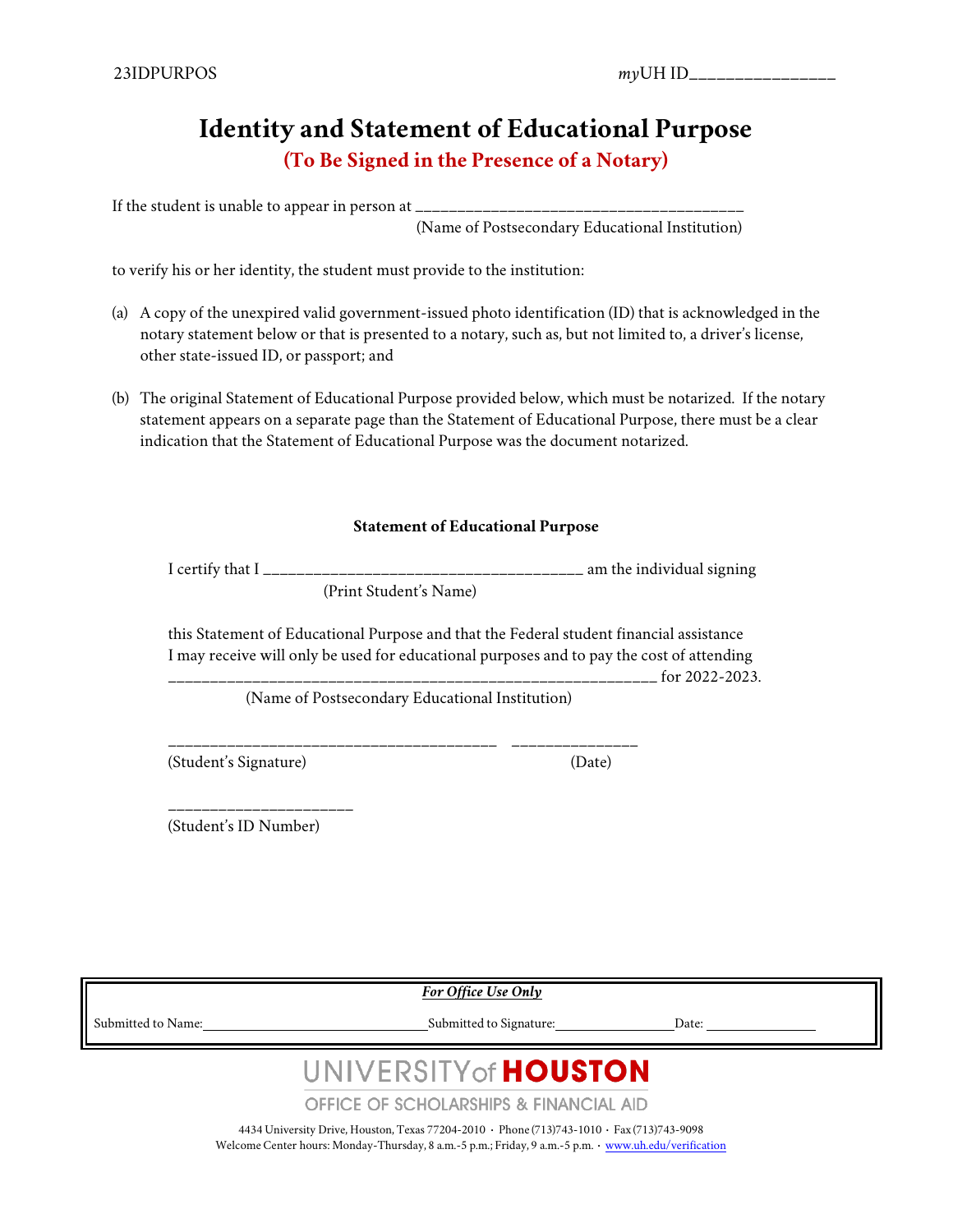23IDPURPOS *my*UH ID________________

# Identity and Statement of Educational Purpose

## (To Be Signed in the Presence of a Notary)

If the student is unable to appear in person at ______________________________________
(Name of Postsecondary Educational Institution)

to verify his or her identity, the student must provide to the institution:

(a) A copy of the unexpired valid government-issued photo identification (ID) that is acknowledged in the notary statement below or that is presented to a notary, such as, but not limited to, a driver's license, other state-issued ID, or passport; and

(b) The original Statement of Educational Purpose provided below, which must be notarized. If the notary statement appears on a separate page than the Statement of Educational Purpose, there must be a clear indication that the Statement of Educational Purpose was the document notarized.

### Statement of Educational Purpose

I certify that I ______________________________________ am the individual signing
(Print Student's Name)

this Statement of Educational Purpose and that the Federal student financial assistance I may receive will only be used for educational purposes and to pay the cost of attending ____________________________________________________________ for 2022-2023.
(Name of Postsecondary Educational Institution)

______________________________________ _______________
(Student's Signature) (Date)

_____________________
(Student's ID Number)

| ***For Office Use Only*** | | |
|---|---|---|
| Submitted to Name:________________________ | Submitted to Signature:______________ | Date: ______________ |

UNIVERSITY of **HOUSTON**

OFFICE OF SCHOLARSHIPS & FINANCIAL AID

4434 University Drive, Houston, Texas 77204-2010 · Phone (713)743-1010 · Fax (713)743-9098
Welcome Center hours: Monday-Thursday, 8 a.m.-5 p.m.; Friday, 9 a.m.-5 p.m. · www.uh.edu/verification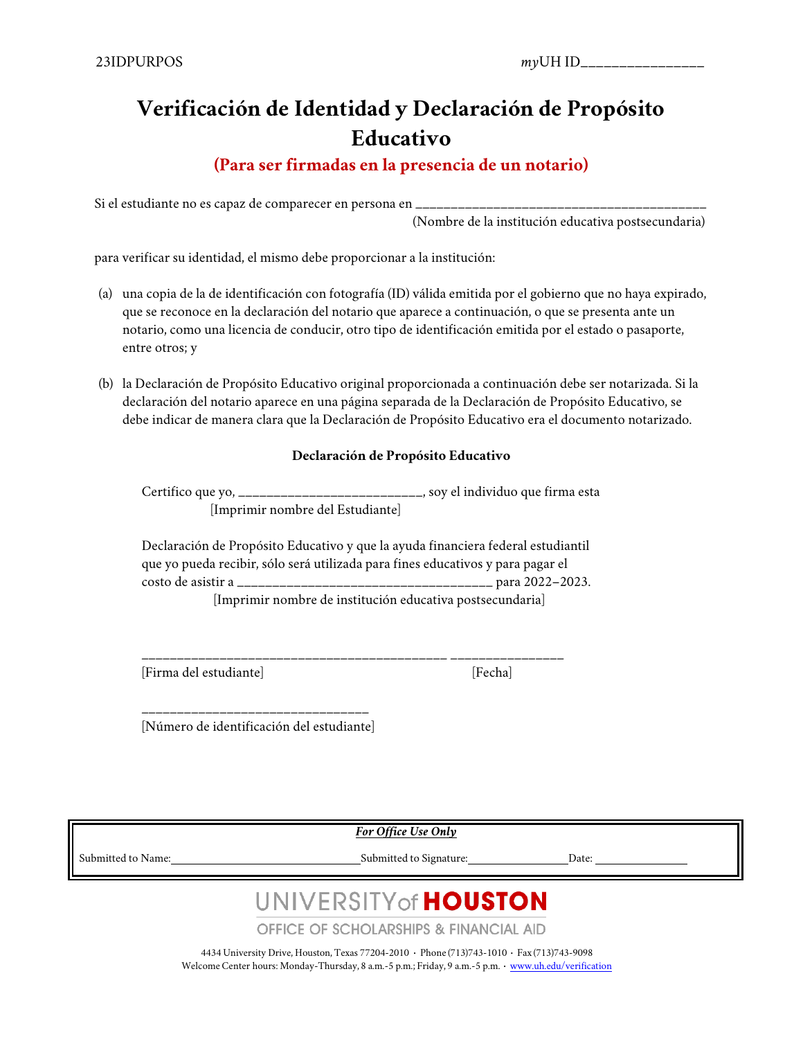23IDPURPOS *my*UH ID________________

# Verificación de Identidad y Declaración de Propósito Educativo

**(Para ser firmadas en la presencia de un notario)**

Si el estudiante no es capaz de comparecer en persona en ________________________________________
(Nombre de la institución educativa postsecundaria)

para verificar su identidad, el mismo debe proporcionar a la institución:

(a) una copia de la de identificación con fotografía (ID) válida emitida por el gobierno que no haya expirado, que se reconoce en la declaración del notario que aparece a continuación, o que se presenta ante un notario, como una licencia de conducir, otro tipo de identificación emitida por el estado o pasaporte, entre otros; y

(b) la Declaración de Propósito Educativo original proporcionada a continuación debe ser notarizada. Si la declaración del notario aparece en una página separada de la Declaración de Propósito Educativo, se debe indicar de manera clara que la Declaración de Propósito Educativo era el documento notarizado.

### Declaración de Propósito Educativo

Certifico que yo, _________________________, soy el individuo que firma esta
[Imprimir nombre del Estudiante]

Declaración de Propósito Educativo y que la ayuda financiera federal estudiantil que yo pueda recibir, sólo será utilizada para fines educativos y para pagar el costo de asistir a ____________________________________ para 2022–2023.
[Imprimir nombre de institución educativa postsecundaria]

___________________________________________ ________________
[Firma del estudiante] [Fecha]

_______________________________
[Número de identificación del estudiante]

***For Office Use Only***

Submitted to Name: ______________________ Submitted to Signature: ______________ Date: ______________

UNIVERSITY of **HOUSTON**
OFFICE OF SCHOLARSHIPS & FINANCIAL AID

4434 University Drive, Houston, Texas 77204-2010 · Phone (713)743-1010 · Fax (713)743-9098
Welcome Center hours: Monday-Thursday, 8 a.m.-5 p.m.; Friday, 9 a.m.-5 p.m. · www.uh.edu/verification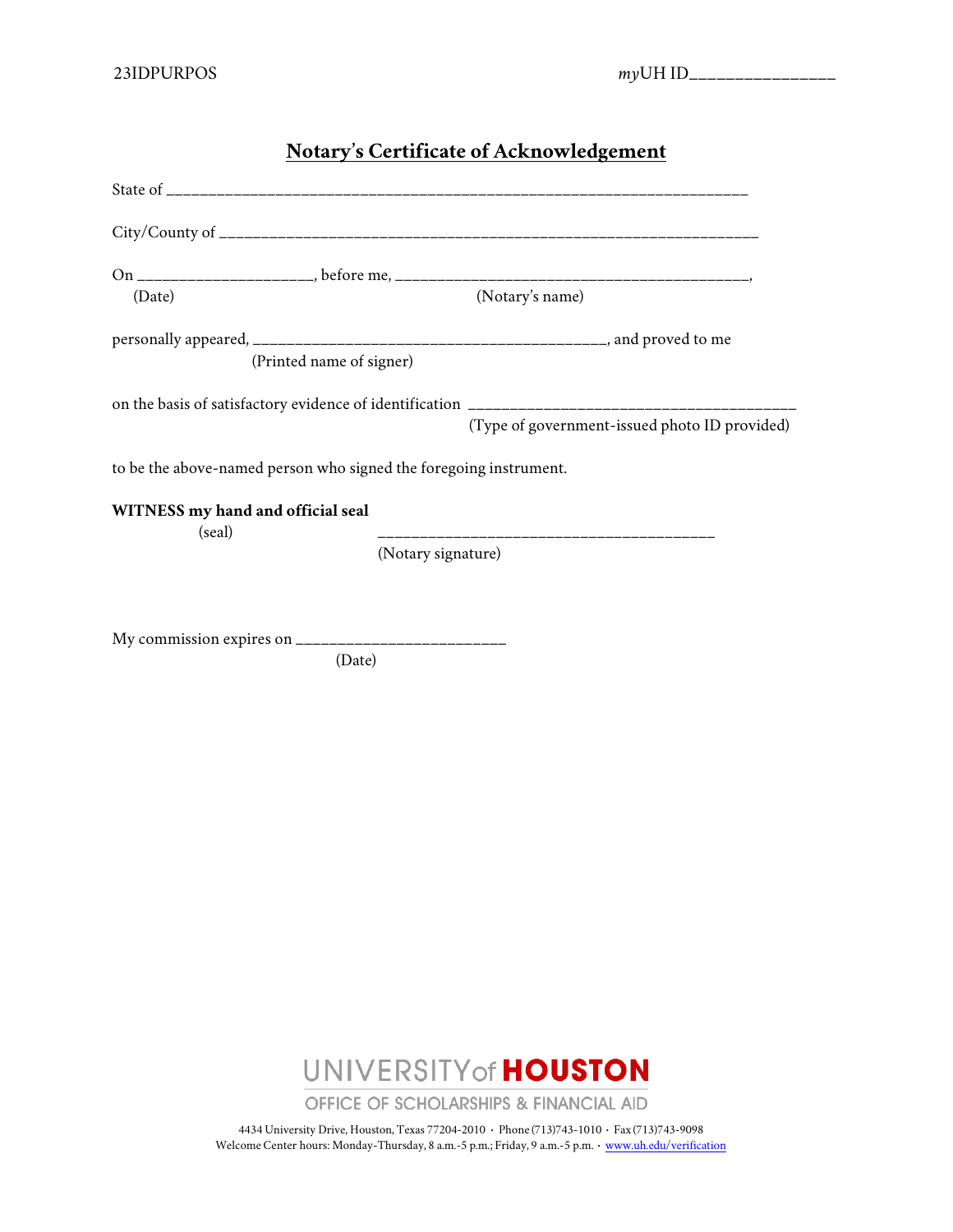23IDPURPOS *my*UH ID_______________

## Notary's Certificate of Acknowledgement

State of ________________________________________________________________

City/County of ___________________________________________________________

On ___________________, before me, ______________________________________,
(Date) (Notary's name)

personally appeared, ______________________________________, and proved to me
(Printed name of signer)

on the basis of satisfactory evidence of identification ___________________________________
(Type of government-issued photo ID provided)

to be the above-named person who signed the foregoing instrument.

**WITNESS my hand and official seal**

(seal) ____________________________________
(Notary signature)

My commission expires on ______________________
(Date)

UNIVERSITY of HOUSTON
OFFICE OF SCHOLARSHIPS & FINANCIAL AID

4434 University Drive, Houston, Texas 77204-2010 · Phone (713)743-1010 · Fax (713)743-9098
Welcome Center hours: Monday-Thursday, 8 a.m.-5 p.m.; Friday, 9 a.m.-5 p.m. · www.uh.edu/verification